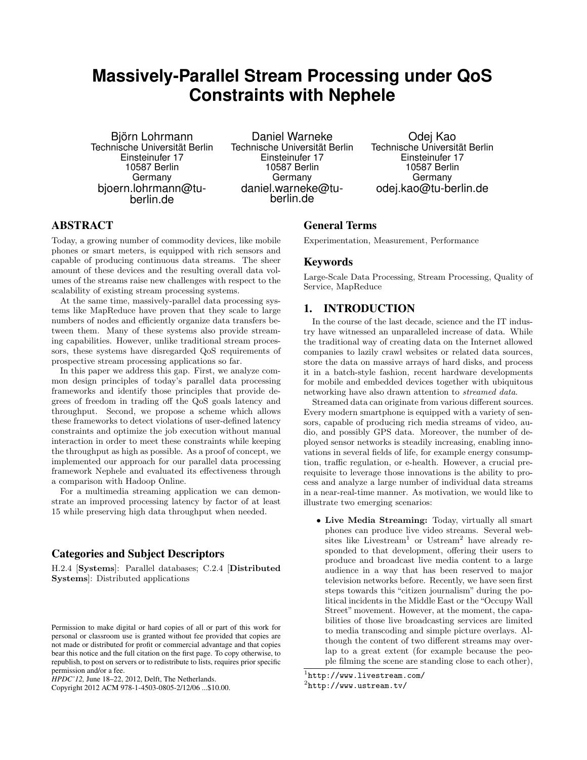# Massively-Parallel Stream Processing under QoS Constraints with Nephele

Björn Lohrmann
Technische Universität Berlin
Einsteinufer 17
10587 Berlin
Germany
bjoern.lohrmann@tu-berlin.de

Daniel Warneke
Technische Universität Berlin
Einsteinufer 17
10587 Berlin
Germany
daniel.warneke@tu-berlin.de

Odej Kao
Technische Universität Berlin
Einsteinufer 17
10587 Berlin
Germany
odej.kao@tu-berlin.de

## ABSTRACT

Today, a growing number of commodity devices, like mobile phones or smart meters, is equipped with rich sensors and capable of producing continuous data streams. The sheer amount of these devices and the resulting overall data volumes of the streams raise new challenges with respect to the scalability of existing stream processing systems.

At the same time, massively-parallel data processing systems like MapReduce have proven that they scale to large numbers of nodes and efficiently organize data transfers between them. Many of these systems also provide streaming capabilities. However, unlike traditional stream processors, these systems have disregarded QoS requirements of prospective stream processing applications so far.

In this paper we address this gap. First, we analyze common design principles of today's parallel data processing frameworks and identify those principles that provide degrees of freedom in trading off the QoS goals latency and throughput. Second, we propose a scheme which allows these frameworks to detect violations of user-defined latency constraints and optimize the job execution without manual interaction in order to meet these constraints while keeping the throughput as high as possible. As a proof of concept, we implemented our approach for our parallel data processing framework Nephele and evaluated its effectiveness through a comparison with Hadoop Online.

For a multimedia streaming application we can demonstrate an improved processing latency by factor of at least 15 while preserving high data throughput when needed.

## Categories and Subject Descriptors

H.2.4 [**Systems**]: Parallel databases; C.2.4 [**Distributed Systems**]: Distributed applications

Permission to make digital or hard copies of all or part of this work for personal or classroom use is granted without fee provided that copies are not made or distributed for profit or commercial advantage and that copies bear this notice and the full citation on the first page. To copy otherwise, to republish, to post on servers or to redistribute to lists, requires prior specific permission and/or a fee.
*HPDC'12*, June 18–22, 2012, Delft, The Netherlands.
Copyright 2012 ACM 978-1-4503-0805-2/12/06 ...$10.00.

## General Terms

Experimentation, Measurement, Performance

## Keywords

Large-Scale Data Processing, Stream Processing, Quality of Service, MapReduce

## 1. INTRODUCTION

In the course of the last decade, science and the IT industry have witnessed an unparalleled increase of data. While the traditional way of creating data on the Internet allowed companies to lazily crawl websites or related data sources, store the data on massive arrays of hard disks, and process it in a batch-style fashion, recent hardware developments for mobile and embedded devices together with ubiquitous networking have also drawn attention to *streamed data*.

Streamed data can originate from various different sources. Every modern smartphone is equipped with a variety of sensors, capable of producing rich media streams of video, audio, and possibly GPS data. Moreover, the number of deployed sensor networks is steadily increasing, enabling innovations in several fields of life, for example energy consumption, traffic regulation, or e-health. However, a crucial prerequisite to leverage those innovations is the ability to process and analyze a large number of individual data streams in a near-real-time manner. As motivation, we would like to illustrate two emerging scenarios:

- **Live Media Streaming:** Today, virtually all smart phones can produce live video streams. Several websites like Livestream[1] or Ustream[2] have already responded to that development, offering their users to produce and broadcast live media content to a large audience in a way that has been reserved to major television networks before. Recently, we have seen first steps towards this "citizen journalism" during the political incidents in the Middle East or the "Occupy Wall Street" movement. However, at the moment, the capabilities of those live broadcasting services are limited to media transcoding and simple picture overlays. Although the content of two different streams may overlap to a great extent (for example because the people filming the scene are standing close to each other),

[1] http://www.livestream.com/
[2] http://www.ustream.tv/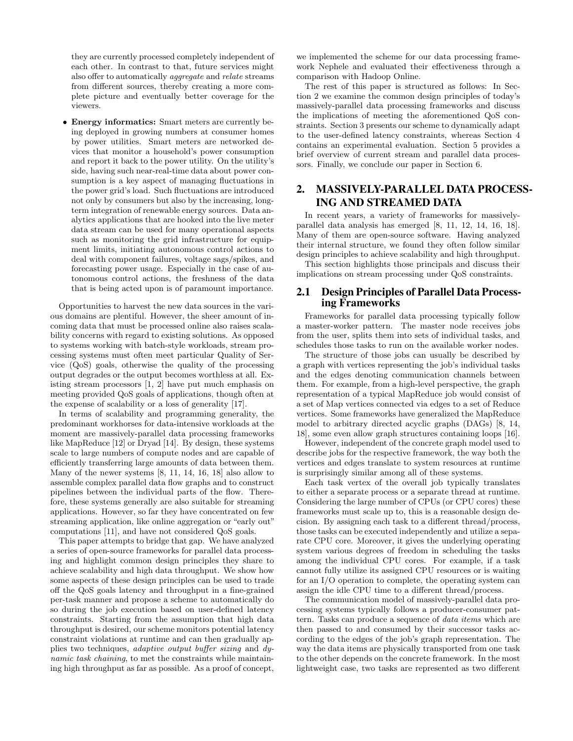they are currently processed completely independent of each other. In contrast to that, future services might also offer to automatically *aggregate* and *relate* streams from different sources, thereby creating a more complete picture and eventually better coverage for the viewers.

- **Energy informatics:** Smart meters are currently being deployed in growing numbers at consumer homes by power utilities. Smart meters are networked devices that monitor a household's power consumption and report it back to the power utility. On the utility's side, having such near-real-time data about power consumption is a key aspect of managing fluctuations in the power grid's load. Such fluctuations are introduced not only by consumers but also by the increasing, long-term integration of renewable energy sources. Data analytics applications that are hooked into the live meter data stream can be used for many operational aspects such as monitoring the grid infrastructure for equipment limits, initiating autonomous control actions to deal with component failures, voltage sags/spikes, and forecasting power usage. Especially in the case of autonomous control actions, the freshness of the data that is being acted upon is of paramount importance.

Opportunities to harvest the new data sources in the various domains are plentiful. However, the sheer amount of incoming data that must be processed online also raises scalability concerns with regard to existing solutions. As opposed to systems working with batch-style workloads, stream processing systems must often meet particular Quality of Service (QoS) goals, otherwise the quality of the processing output degrades or the output becomes worthless at all. Existing stream processors [1, 2] have put much emphasis on meeting provided QoS goals of applications, though often at the expense of scalability or a loss of generality [17].

In terms of scalability and programming generality, the predominant workhorses for data-intensive workloads at the moment are massively-parallel data processing frameworks like MapReduce [12] or Dryad [14]. By design, these systems scale to large numbers of compute nodes and are capable of efficiently transferring large amounts of data between them. Many of the newer systems [8, 11, 14, 16, 18] also allow to assemble complex parallel data flow graphs and to construct pipelines between the individual parts of the flow. Therefore, these systems generally are also suitable for streaming applications. However, so far they have concentrated on few streaming application, like online aggregation or "early out" computations [11], and have not considered QoS goals.

This paper attempts to bridge that gap. We have analyzed a series of open-source frameworks for parallel data processing and highlight common design principles they share to achieve scalability and high data throughput. We show how some aspects of these design principles can be used to trade off the QoS goals latency and throughput in a fine-grained per-task manner and propose a scheme to automatically do so during the job execution based on user-defined latency constraints. Starting from the assumption that high data throughput is desired, our scheme monitors potential latency constraint violations at runtime and can then gradually applies two techniques, *adaptive output buffer sizing* and *dynamic task chaining*, to met the constraints while maintaining high throughput as far as possible. As a proof of concept, we implemented the scheme for our data processing framework Nephele and evaluated their effectiveness through a comparison with Hadoop Online.

The rest of this paper is structured as follows: In Section 2 we examine the common design principles of today's massively-parallel data processing frameworks and discuss the implications of meeting the aforementioned QoS constraints. Section 3 presents our scheme to dynamically adapt to the user-defined latency constraints, whereas Section 4 contains an experimental evaluation. Section 5 provides a brief overview of current stream and parallel data processors. Finally, we conclude our paper in Section 6.

## 2. MASSIVELY-PARALLEL DATA PROCESSING AND STREAMED DATA

In recent years, a variety of frameworks for massively-parallel data analysis has emerged [8, 11, 12, 14, 16, 18]. Many of them are open-source software. Having analyzed their internal structure, we found they often follow similar design principles to achieve scalability and high throughput.

This section highlights those principals and discuss their implications on stream processing under QoS constraints.

### 2.1 Design Principles of Parallel Data Processing Frameworks

Frameworks for parallel data processing typically follow a master-worker pattern. The master node receives jobs from the user, splits them into sets of individual tasks, and schedules those tasks to run on the available worker nodes.

The structure of those jobs can usually be described by a graph with vertices representing the job's individual tasks and the edges denoting communication channels between them. For example, from a high-level perspective, the graph representation of a typical MapReduce job would consist of a set of Map vertices connected via edges to a set of Reduce vertices. Some frameworks have generalized the MapReduce model to arbitrary directed acyclic graphs (DAGs) [8, 14, 18], some even allow graph structures containing loops [16].

However, independent of the concrete graph model used to describe jobs for the respective framework, the way both the vertices and edges translate to system resources at runtime is surprisingly similar among all of these systems.

Each task vertex of the overall job typically translates to either a separate process or a separate thread at runtime. Considering the large number of CPUs (or CPU cores) these frameworks must scale up to, this is a reasonable design decision. By assigning each task to a different thread/process, those tasks can be executed independently and utilize a separate CPU core. Moreover, it gives the underlying operating system various degrees of freedom in scheduling the tasks among the individual CPU cores. For example, if a task cannot fully utilize its assigned CPU resources or is waiting for an I/O operation to complete, the operating system can assign the idle CPU time to a different thread/process.

The communication model of massively-parallel data processing systems typically follows a producer-consumer pattern. Tasks can produce a sequence of *data items* which are then passed to and consumed by their successor tasks according to the edges of the job's graph representation. The way the data items are physically transported from one task to the other depends on the concrete framework. In the most lightweight case, two tasks are represented as two different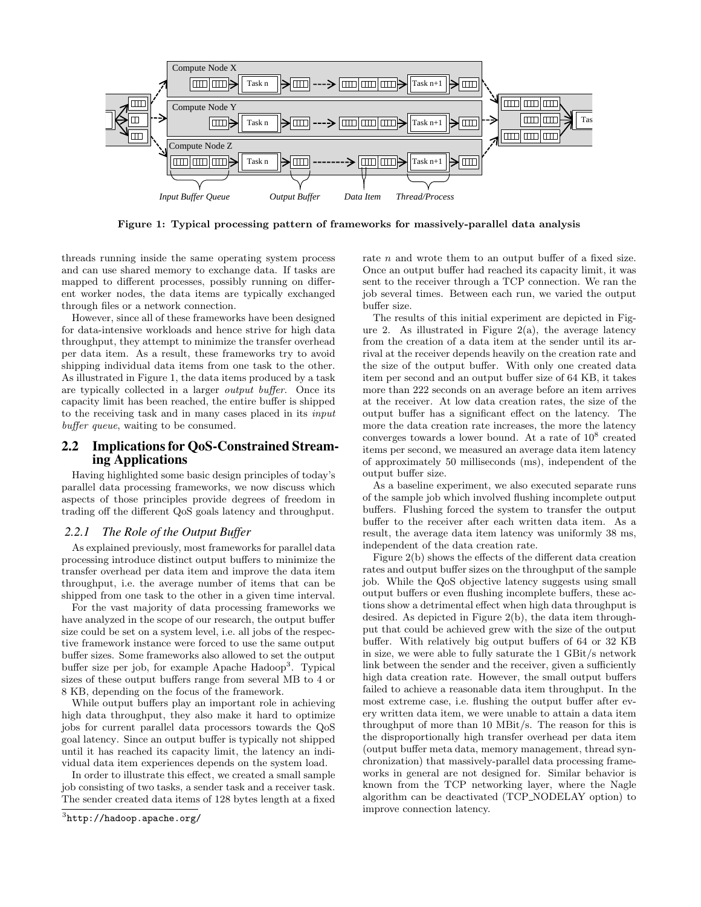Figure 1: Typical processing pattern of frameworks for massively-parallel data analysis

threads running inside the same operating system process and can use shared memory to exchange data. If tasks are mapped to different processes, possibly running on different worker nodes, the data items are typically exchanged through files or a network connection.

However, since all of these frameworks have been designed for data-intensive workloads and hence strive for high data throughput, they attempt to minimize the transfer overhead per data item. As a result, these frameworks try to avoid shipping individual data items from one task to the other. As illustrated in Figure 1, the data items produced by a task are typically collected in a larger *output buffer*. Once its capacity limit has been reached, the entire buffer is shipped to the receiving task and in many cases placed in its *input buffer queue*, waiting to be consumed.

## 2.2 Implications for QoS-Constrained Streaming Applications

Having highlighted some basic design principles of today's parallel data processing frameworks, we now discuss which aspects of those principles provide degrees of freedom in trading off the different QoS goals latency and throughput.

### 2.2.1 The Role of the Output Buffer

As explained previously, most frameworks for parallel data processing introduce distinct output buffers to minimize the transfer overhead per data item and improve the data item throughput, i.e. the average number of items that can be shipped from one task to the other in a given time interval.

For the vast majority of data processing frameworks we have analyzed in the scope of our research, the output buffer size could be set on a system level, i.e. all jobs of the respective framework instance were forced to use the same output buffer sizes. Some frameworks also allowed to set the output buffer size per job, for example Apache Hadoop[3]. Typical sizes of these output buffers range from several MB to 4 or 8 KB, depending on the focus of the framework.

While output buffers play an important role in achieving high data throughput, they also make it hard to optimize jobs for current parallel data processors towards the QoS goal latency. Since an output buffer is typically not shipped until it has reached its capacity limit, the latency an individual data item experiences depends on the system load.

In order to illustrate this effect, we created a small sample job consisting of two tasks, a sender task and a receiver task. The sender created data items of 128 bytes length at a fixed rate $n$ and wrote them to an output buffer of a fixed size. Once an output buffer had reached its capacity limit, it was sent to the receiver through a TCP connection. We ran the job several times. Between each run, we varied the output buffer size.

The results of this initial experiment are depicted in Figure 2. As illustrated in Figure 2(a), the average latency from the creation of a data item at the sender until its arrival at the receiver depends heavily on the creation rate and the size of the output buffer. With only one created data item per second and an output buffer size of 64 KB, it takes more than 222 seconds on an average before an item arrives at the receiver. At low data creation rates, the size of the output buffer has a significant effect on the latency. The more the data creation rate increases, the more the latency converges towards a lower bound. At a rate of $10^8$ created items per second, we measured an average data item latency of approximately 50 milliseconds (ms), independent of the output buffer size.

As a baseline experiment, we also executed separate runs of the sample job which involved flushing incomplete output buffers. Flushing forced the system to transfer the output buffer to the receiver after each written data item. As a result, the average data item latency was uniformly 38 ms, independent of the data creation rate.

Figure 2(b) shows the effects of the different data creation rates and output buffer sizes on the throughput of the sample job. While the QoS objective latency suggests using small output buffers or even flushing incomplete buffers, these actions show a detrimental effect when high data throughput is desired. As depicted in Figure 2(b), the data item throughput that could be achieved grew with the size of the output buffer. With relatively big output buffers of 64 or 32 KB in size, we were able to fully saturate the 1 GBit/s network link between the sender and the receiver, given a sufficiently high data creation rate. However, the small output buffers failed to achieve a reasonable data item throughput. In the most extreme case, i.e. flushing the output buffer after every written data item, we were unable to attain a data item throughput of more than 10 MBit/s. The reason for this is the disproportionally high transfer overhead per data item (output buffer meta data, memory management, thread synchronization) that massively-parallel data processing frameworks in general are not designed for. Similar behavior is known from the TCP networking layer, where the Nagle algorithm can be deactivated (TCP_NODELAY option) to improve connection latency.

[3] http://hadoop.apache.org/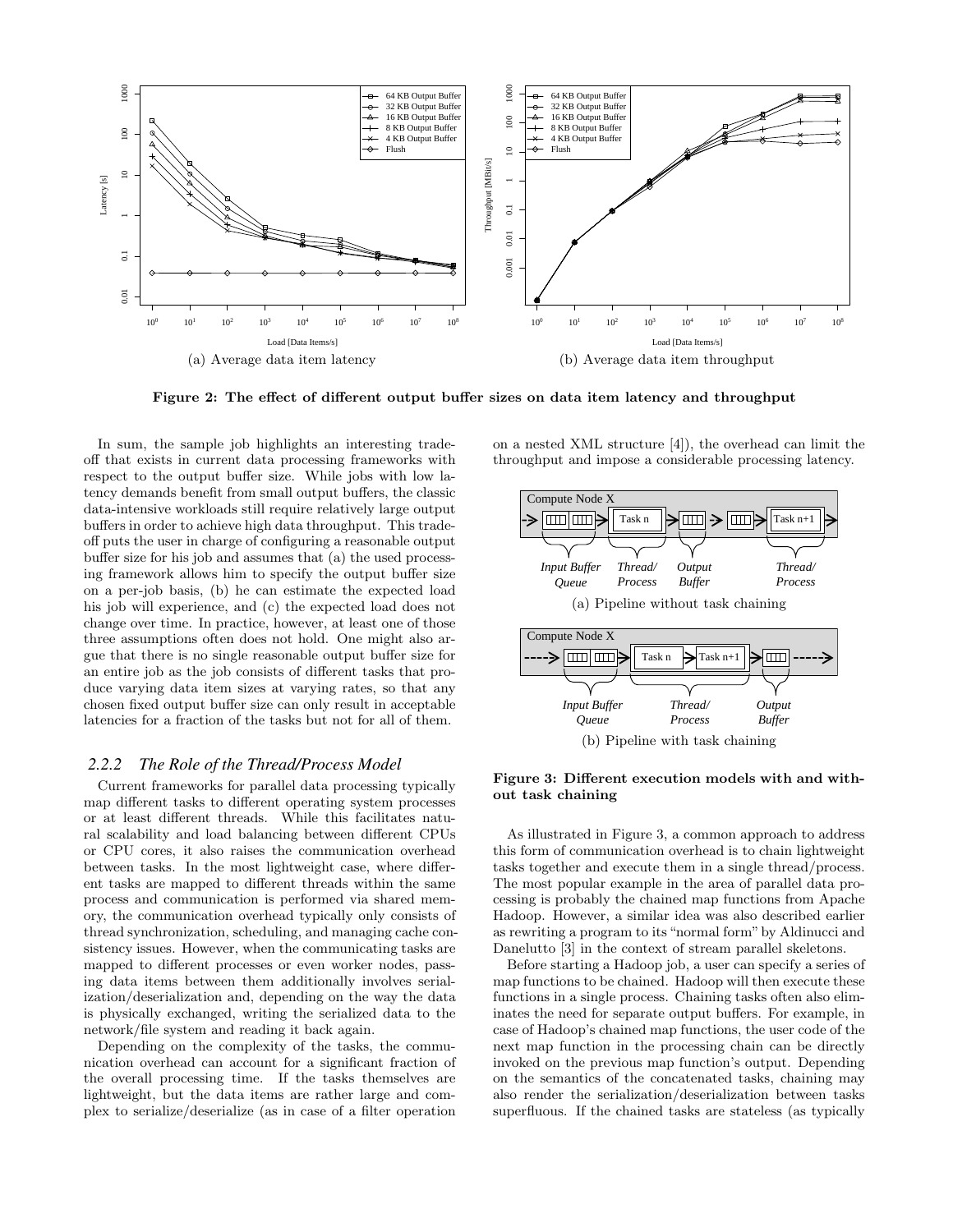Latency [s]

0.01, 0.1, 1, 10, 100, 1000

$10^0$, $10^1$, $10^2$, $10^3$, $10^4$, $10^5$, $10^6$, $10^7$, $10^8$

Load [Data Items/s]

64 KB Output Buffer
32 KB Output Buffer
16 KB Output Buffer
8 KB Output Buffer
4 KB Output Buffer
Flush

(a) Average data item latency

Throughput [MBit/s]

0.001, 0.01, 0.1, 1, 10, 100, 1000

$10^0$, $10^1$, $10^2$, $10^3$, $10^4$, $10^5$, $10^6$, $10^7$, $10^8$

Load [Data Items/s]

64 KB Output Buffer
32 KB Output Buffer
16 KB Output Buffer
8 KB Output Buffer
4 KB Output Buffer
Flush

(b) Average data item throughput

**Figure 2: The effect of different output buffer sizes on data item latency and throughput**

In sum, the sample job highlights an interesting tradeoff that exists in current data processing frameworks with respect to the output buffer size. While jobs with low latency demands benefit from small output buffers, the classic data-intensive workloads still require relatively large output buffers in order to achieve high data throughput. This tradeoff puts the user in charge of configuring a reasonable output buffer size for his job and assumes that (a) the used processing framework allows him to specify the output buffer size on a per-job basis, (b) he can estimate the expected load his job will experience, and (c) the expected load does not change over time. In practice, however, at least one of those three assumptions often does not hold. One might also argue that there is no single reasonable output buffer size for an entire job as the job consists of different tasks that produce varying data item sizes at varying rates, so that any chosen fixed output buffer size can only result in acceptable latencies for a fraction of the tasks but not for all of them.

### 2.2.2 The Role of the Thread/Process Model

Current frameworks for parallel data processing typically map different tasks to different operating system processes or at least different threads. While this facilitates natural scalability and load balancing between different CPUs or CPU cores, it also raises the communication overhead between tasks. In the most lightweight case, where different tasks are mapped to different threads within the same process and communication is performed via shared memory, the communication overhead typically only consists of thread synchronization, scheduling, and managing cache consistency issues. However, when the communicating tasks are mapped to different processes or even worker nodes, passing data items between them additionally involves serialization/deserialization and, depending on the way the data is physically exchanged, writing the serialized data to the network/file system and reading it back again.

Depending on the complexity of the tasks, the communication overhead can account for a significant fraction of the overall processing time. If the tasks themselves are lightweight, but the data items are rather large and complex to serialize/deserialize (as in case of a filter operation on a nested XML structure [4]), the overhead can limit the throughput and impose a considerable processing latency.

Compute Node X

Task n, Task n+1

Input Buffer Queue, Thread/ Process, Output Buffer, Thread/ Process

(a) Pipeline without task chaining

Compute Node X

Task n, Task n+1

Input Buffer Queue, Thread/ Process, Output Buffer

(b) Pipeline with task chaining

**Figure 3: Different execution models with and without task chaining**

As illustrated in Figure 3, a common approach to address this form of communication overhead is to chain lightweight tasks together and execute them in a single thread/process. The most popular example in the area of parallel data processing is probably the chained map functions from Apache Hadoop. However, a similar idea was also described earlier as rewriting a program to its "normal form" by Aldinucci and Danelutto [3] in the context of stream parallel skeletons.

Before starting a Hadoop job, a user can specify a series of map functions to be chained. Hadoop will then execute these functions in a single process. Chaining tasks often also eliminates the need for separate output buffers. For example, in case of Hadoop's chained map functions, the user code of the next map function in the processing chain can be directly invoked on the previous map function's output. Depending on the semantics of the concatenated tasks, chaining may also render the serialization/deserialization between tasks superfluous. If the chained tasks are stateless (as typically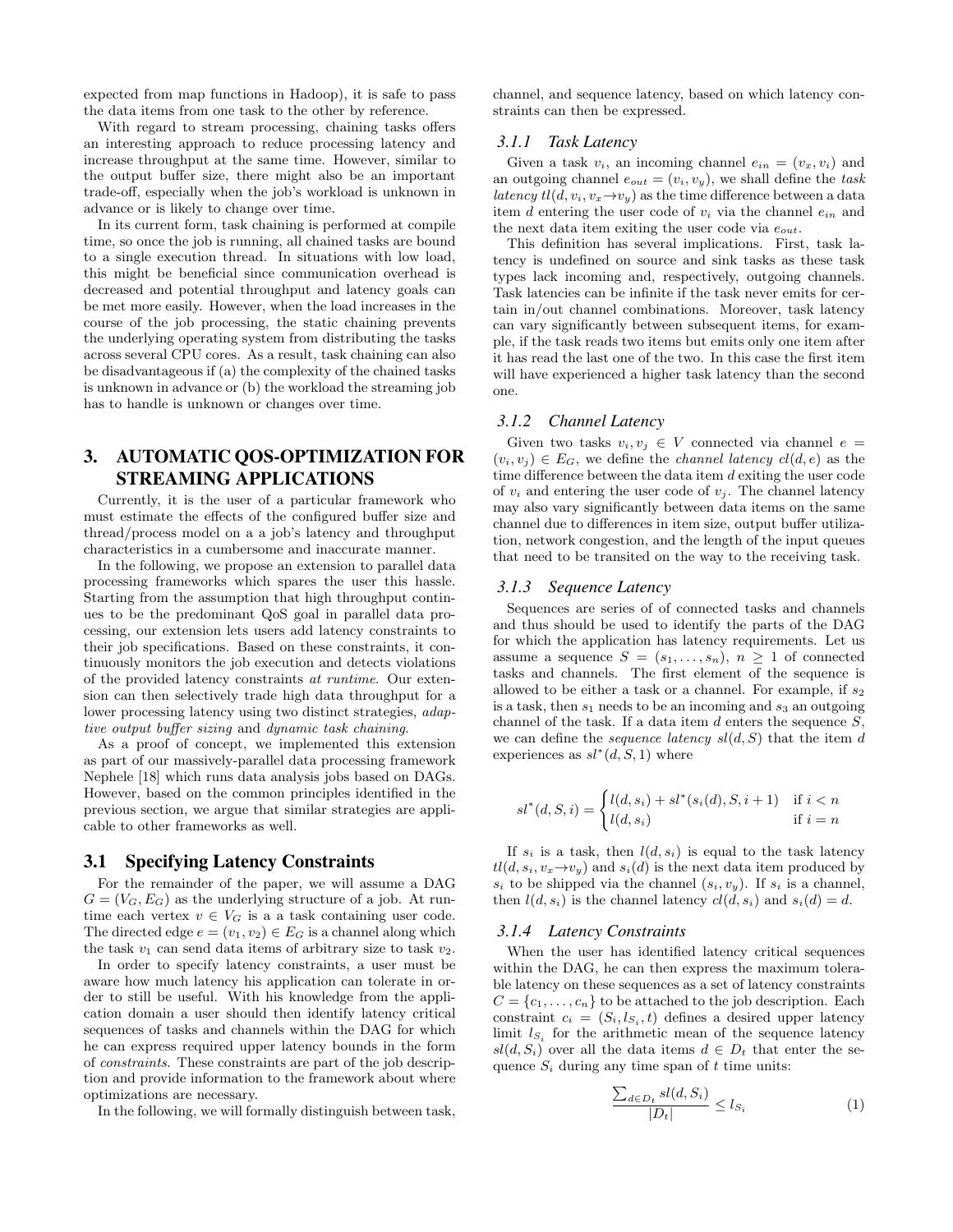expected from map functions in Hadoop), it is safe to pass the data items from one task to the other by reference.

With regard to stream processing, chaining tasks offers an interesting approach to reduce processing latency and increase throughput at the same time. However, similar to the output buffer size, there might also be an important trade-off, especially when the job's workload is unknown in advance or is likely to change over time.

In its current form, task chaining is performed at compile time, so once the job is running, all chained tasks are bound to a single execution thread. In situations with low load, this might be beneficial since communication overhead is decreased and potential throughput and latency goals can be met more easily. However, when the load increases in the course of the job processing, the static chaining prevents the underlying operating system from distributing the tasks across several CPU cores. As a result, task chaining can also be disadvantageous if (a) the complexity of the chained tasks is unknown in advance or (b) the workload the streaming job has to handle is unknown or changes over time.

# 3. AUTOMATIC QOS-OPTIMIZATION FOR STREAMING APPLICATIONS

Currently, it is the user of a particular framework who must estimate the effects of the configured buffer size and thread/process model on a a job's latency and throughput characteristics in a cumbersome and inaccurate manner.

In the following, we propose an extension to parallel data processing frameworks which spares the user this hassle. Starting from the assumption that high throughput continues to be the predominant QoS goal in parallel data processing, our extension lets users add latency constraints to their job specifications. Based on these constraints, it continuously monitors the job execution and detects violations of the provided latency constraints *at runtime*. Our extension can then selectively trade high data throughput for a lower processing latency using two distinct strategies, *adaptive output buffer sizing* and *dynamic task chaining*.

As a proof of concept, we implemented this extension as part of our massively-parallel data processing framework Nephele [18] which runs data analysis jobs based on DAGs. However, based on the common principles identified in the previous section, we argue that similar strategies are applicable to other frameworks as well.

## 3.1 Specifying Latency Constraints

For the remainder of the paper, we will assume a DAG $G = (V_G, E_G)$ as the underlying structure of a job. At runtime each vertex $v \in V_G$ is a a task containing user code. The directed edge $e = (v_1, v_2) \in E_G$ is a channel along which the task $v_1$ can send data items of arbitrary size to task $v_2$.

In order to specify latency constraints, a user must be aware how much latency his application can tolerate in order to still be useful. With his knowledge from the application domain a user should then identify latency critical sequences of tasks and channels within the DAG for which he can express required upper latency bounds in the form of *constraints*. These constraints are part of the job description and provide information to the framework about where optimizations are necessary.

In the following, we will formally distinguish between task, channel, and sequence latency, based on which latency constraints can then be expressed.

### 3.1.1 Task Latency

Given a task $v_i$, an incoming channel $e_{in} = (v_x, v_i)$ and an outgoing channel $e_{out} = (v_i, v_y)$, we shall define the *task latency* $tl(d, v_i, v_x \rightarrow v_y)$ as the time difference between a data item $d$ entering the user code of $v_i$ via the channel $e_{in}$ and the next data item exiting the user code via $e_{out}$.

This definition has several implications. First, task latency is undefined on source and sink tasks as these task types lack incoming and, respectively, outgoing channels. Task latencies can be infinite if the task never emits for certain in/out channel combinations. Moreover, task latency can vary significantly between subsequent items, for example, if the task reads two items but emits only one item after it has read the last one of the two. In this case the first item will have experienced a higher task latency than the second one.

### 3.1.2 Channel Latency

Given two tasks $v_i, v_j \in V$ connected via channel $e = (v_i, v_j) \in E_G$, we define the *channel latency* $cl(d, e)$ as the time difference between the data item $d$ exiting the user code of $v_i$ and entering the user code of $v_j$. The channel latency may also vary significantly between data items on the same channel due to differences in item size, output buffer utilization, network congestion, and the length of the input queues that need to be transited on the way to the receiving task.

### 3.1.3 Sequence Latency

Sequences are series of of connected tasks and channels and thus should be used to identify the parts of the DAG for which the application has latency requirements. Let us assume a sequence $S = (s_1, \ldots, s_n)$, $n \geq 1$ of connected tasks and channels. The first element of the sequence is allowed to be either a task or a channel. For example, if $s_2$ is a task, then $s_1$ needs to be an incoming and $s_3$ an outgoing channel of the task. If a data item $d$ enters the sequence $S$, we can define the *sequence latency* $sl(d, S)$ that the item $d$ experiences as $sl^*(d, S, 1)$ where

$$sl^*(d, S, i) = \begin{cases} l(d, s_i) + sl^*(s_i(d), S, i+1) & \text{if } i < n \\ l(d, s_i) & \text{if } i = n \end{cases}$$

If $s_i$ is a task, then $l(d, s_i)$ is equal to the task latency $tl(d, s_i, v_x \rightarrow v_y)$ and $s_i(d)$ is the next data item produced by $s_i$ to be shipped via the channel $(s_i, v_y)$. If $s_i$ is a channel, then $l(d, s_i)$ is the channel latency $cl(d, s_i)$ and $s_i(d) = d$.

### 3.1.4 Latency Constraints

When the user has identified latency critical sequences within the DAG, he can then express the maximum tolerable latency on these sequences as a set of latency constraints $C = \{c_1, \ldots, c_n\}$ to be attached to the job description. Each constraint $c_i = (S_i, l_{S_i}, t)$ defines a desired upper latency limit $l_{S_i}$ for the arithmetic mean of the sequence latency $sl(d, S_i)$ over all the data items $d \in D_t$ that enter the sequence $S_i$ during any time span of $t$ time units:

$$\frac{\sum_{d \in D_t} sl(d, S_i)}{|D_t|} \leq l_{S_i} \tag{1}$$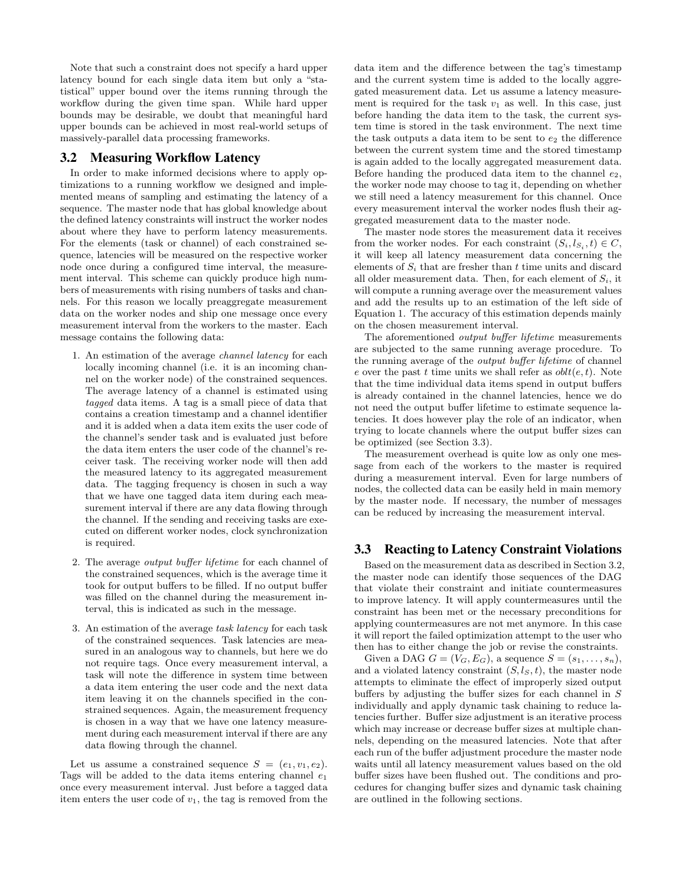Note that such a constraint does not specify a hard upper latency bound for each single data item but only a "statistical" upper bound over the items running through the workflow during the given time span. While hard upper bounds may be desirable, we doubt that meaningful hard upper bounds can be achieved in most real-world setups of massively-parallel data processing frameworks.

## 3.2 Measuring Workflow Latency

In order to make informed decisions where to apply optimizations to a running workflow we designed and implemented means of sampling and estimating the latency of a sequence. The master node that has global knowledge about the defined latency constraints will instruct the worker nodes about where they have to perform latency measurements. For the elements (task or channel) of each constrained sequence, latencies will be measured on the respective worker node once during a configured time interval, the measurement interval. This scheme can quickly produce high numbers of measurements with rising numbers of tasks and channels. For this reason we locally preaggregate measurement data on the worker nodes and ship one message once every measurement interval from the workers to the master. Each message contains the following data:

1. An estimation of the average *channel latency* for each locally incoming channel (i.e. it is an incoming channel on the worker node) of the constrained sequences. The average latency of a channel is estimated using *tagged* data items. A tag is a small piece of data that contains a creation timestamp and a channel identifier and it is added when a data item exits the user code of the channel's sender task and is evaluated just before the data item enters the user code of the channel's receiver task. The receiving worker node will then add the measured latency to its aggregated measurement data. The tagging frequency is chosen in such a way that we have one tagged data item during each measurement interval if there are any data flowing through the channel. If the sending and receiving tasks are executed on different worker nodes, clock synchronization is required.
2. The average *output buffer lifetime* for each channel of the constrained sequences, which is the average time it took for output buffers to be filled. If no output buffer was filled on the channel during the measurement interval, this is indicated as such in the message.
3. An estimation of the average *task latency* for each task of the constrained sequences. Task latencies are measured in an analogous way to channels, but here we do not require tags. Once every measurement interval, a task will note the difference in system time between a data item entering the user code and the next data item leaving it on the channels specified in the constrained sequences. Again, the measurement frequency is chosen in a way that we have one latency measurement during each measurement interval if there are any data flowing through the channel.

Let us assume a constrained sequence $S = (e_1, v_1, e_2)$. Tags will be added to the data items entering channel $e_1$ once every measurement interval. Just before a tagged data item enters the user code of $v_1$, the tag is removed from the data item and the difference between the tag's timestamp and the current system time is added to the locally aggregated measurement data. Let us assume a latency measurement is required for the task $v_1$ as well. In this case, just before handing the data item to the task, the current system time is stored in the task environment. The next time the task outputs a data item to be sent to $e_2$ the difference between the current system time and the stored timestamp is again added to the locally aggregated measurement data. Before handing the produced data item to the channel $e_2$, the worker node may choose to tag it, depending on whether we still need a latency measurement for this channel. Once every measurement interval the worker nodes flush their aggregated measurement data to the master node.

The master node stores the measurement data it receives from the worker nodes. For each constraint $(S_i, l_{S_i}, t) \in C$, it will keep all latency measurement data concerning the elements of $S_i$ that are fresher than $t$ time units and discard all older measurement data. Then, for each element of $S_i$, it will compute a running average over the measurement values and add the results up to an estimation of the left side of Equation 1. The accuracy of this estimation depends mainly on the chosen measurement interval.

The aforementioned *output buffer lifetime* measurements are subjected to the same running average procedure. To the running average of the *output buffer lifetime* of channel $e$ over the past $t$ time units we shall refer as $oblt(e, t)$. Note that the time individual data items spend in output buffers is already contained in the channel latencies, hence we do not need the output buffer lifetime to estimate sequence latencies. It does however play the role of an indicator, when trying to locate channels where the output buffer sizes can be optimized (see Section 3.3).

The measurement overhead is quite low as only one message from each of the workers to the master is required during a measurement interval. Even for large numbers of nodes, the collected data can be easily held in main memory by the master node. If necessary, the number of messages can be reduced by increasing the measurement interval.

## 3.3 Reacting to Latency Constraint Violations

Based on the measurement data as described in Section 3.2, the master node can identify those sequences of the DAG that violate their constraint and initiate countermeasures to improve latency. It will apply countermeasures until the constraint has been met or the necessary preconditions for applying countermeasures are not met anymore. In this case it will report the failed optimization attempt to the user who then has to either change the job or revise the constraints.

Given a DAG $G = (V_G, E_G)$, a sequence $S = (s_1, \ldots, s_n)$, and a violated latency constraint $(S, l_S, t)$, the master node attempts to eliminate the effect of improperly sized output buffers by adjusting the buffer sizes for each channel in $S$ individually and apply dynamic task chaining to reduce latencies further. Buffer size adjustment is an iterative process which may increase or decrease buffer sizes at multiple channels, depending on the measured latencies. Note that after each run of the buffer adjustment procedure the master node waits until all latency measurement values based on the old buffer sizes have been flushed out. The conditions and procedures for changing buffer sizes and dynamic task chaining are outlined in the following sections.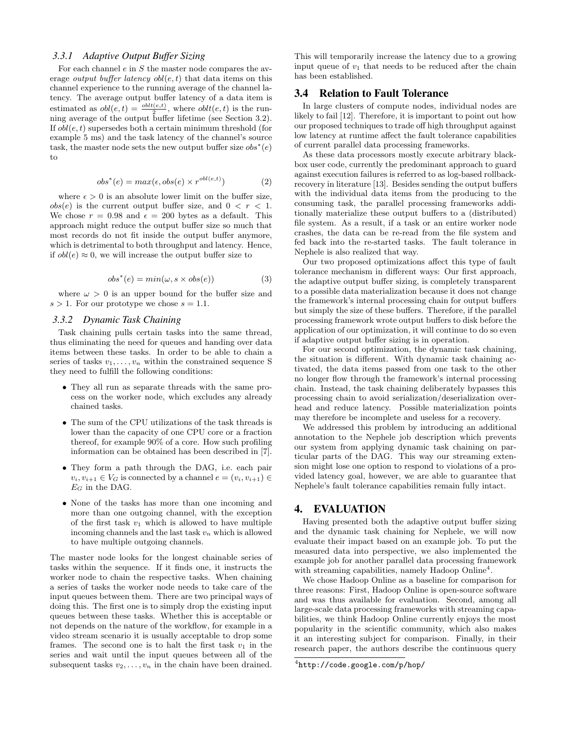### 3.3.1 Adaptive Output Buffer Sizing

For each channel $e$ in $S$ the master node compares the average *output buffer latency* $obl(e,t)$ that data items on this channel experience to the running average of the channel latency. The average output buffer latency of a data item is estimated as $obl(e,t) = \frac{oblt(e,t)}{2}$, where $oblt(e,t)$ is the running average of the output buffer lifetime (see Section 3.2). If $obl(e,t)$ supersedes both a certain minimum threshold (for example 5 ms) and the task latency of the channel's source task, the master node sets the new output buffer size $obs^*(e)$ to

$$obs^*(e) = max(\epsilon, obs(e) \times r^{obl(e,t)}) \tag{2}$$

where $\epsilon > 0$ is an absolute lower limit on the buffer size, $obs(e)$ is the current output buffer size, and $0 < r < 1$. We chose $r = 0.98$ and $\epsilon = 200$ bytes as a default. This approach might reduce the output buffer size so much that most records do not fit inside the output buffer anymore, which is detrimental to both throughput and latency. Hence, if $obl(e) \approx 0$, we will increase the output buffer size to

$$obs^*(e) = min(\omega, s \times obs(e)) \tag{3}$$

where $\omega > 0$ is an upper bound for the buffer size and $s > 1$. For our prototype we chose $s = 1.1$.

### 3.3.2 Dynamic Task Chaining

Task chaining pulls certain tasks into the same thread, thus eliminating the need for queues and handing over data items between these tasks. In order to be able to chain a series of tasks $v_1, \ldots, v_n$ within the constrained sequence S they need to fulfill the following conditions:

- They all run as separate threads with the same process on the worker node, which excludes any already chained tasks.
- The sum of the CPU utilizations of the task threads is lower than the capacity of one CPU core or a fraction thereof, for example 90% of a core. How such profiling information can be obtained has been described in [7].
- They form a path through the DAG, i.e. each pair $v_i, v_{i+1} \in V_G$ is connected by a channel $e = (v_i, v_{i+1}) \in E_G$ in the DAG.
- None of the tasks has more than one incoming and more than one outgoing channel, with the exception of the first task $v_1$ which is allowed to have multiple incoming channels and the last task $v_n$ which is allowed to have multiple outgoing channels.

The master node looks for the longest chainable series of tasks within the sequence. If it finds one, it instructs the worker node to chain the respective tasks. When chaining a series of tasks the worker node needs to take care of the input queues between them. There are two principal ways of doing this. The first one is to simply drop the existing input queues between these tasks. Whether this is acceptable or not depends on the nature of the workflow, for example in a video stream scenario it is usually acceptable to drop some frames. The second one is to halt the first task $v_1$ in the series and wait until the input queues between all of the subsequent tasks $v_2, \ldots, v_n$ in the chain have been drained. This will temporarily increase the latency due to a growing input queue of $v_1$ that needs to be reduced after the chain has been established.

## 3.4 Relation to Fault Tolerance

In large clusters of compute nodes, individual nodes are likely to fail [12]. Therefore, it is important to point out how our proposed techniques to trade off high throughput against low latency at runtime affect the fault tolerance capabilities of current parallel data processing frameworks.

As these data processors mostly execute arbitrary black-box user code, currently the predominant approach to guard against execution failures is referred to as log-based rollback-recovery in literature [13]. Besides sending the output buffers with the individual data items from the producing to the consuming task, the parallel processing frameworks additionally materialize these output buffers to a (distributed) file system. As a result, if a task or an entire worker node crashes, the data can be re-read from the file system and fed back into the re-started tasks. The fault tolerance in Nephele is also realized that way.

Our two proposed optimizations affect this type of fault tolerance mechanism in different ways: Our first approach, the adaptive output buffer sizing, is completely transparent to a possible data materialization because it does not change the framework's internal processing chain for output buffers but simply the size of these buffers. Therefore, if the parallel processing framework wrote output buffers to disk before the application of our optimization, it will continue to do so even if adaptive output buffer sizing is in operation.

For our second optimization, the dynamic task chaining, the situation is different. With dynamic task chaining activated, the data items passed from one task to the other no longer flow through the framework's internal processing chain. Instead, the task chaining deliberately bypasses this processing chain to avoid serialization/deserialization overhead and reduce latency. Possible materialization points may therefore be incomplete and useless for a recovery.

We addressed this problem by introducing an additional annotation to the Nephele job description which prevents our system from applying dynamic task chaining on particular parts of the DAG. This way our streaming extension might lose one option to respond to violations of a provided latency goal, however, we are able to guarantee that Nephele's fault tolerance capabilities remain fully intact.

# 4. EVALUATION

Having presented both the adaptive output buffer sizing and the dynamic task chaining for Nephele, we will now evaluate their impact based on an example job. To put the measured data into perspective, we also implemented the example job for another parallel data processing framework with streaming capabilities, namely Hadoop Online[4].

We chose Hadoop Online as a baseline for comparison for three reasons: First, Hadoop Online is open-source software and was thus available for evaluation. Second, among all large-scale data processing frameworks with streaming capabilities, we think Hadoop Online currently enjoys the most popularity in the scientific community, which also makes it an interesting subject for comparison. Finally, in their research paper, the authors describe the continuous query

[4] http://code.google.com/p/hop/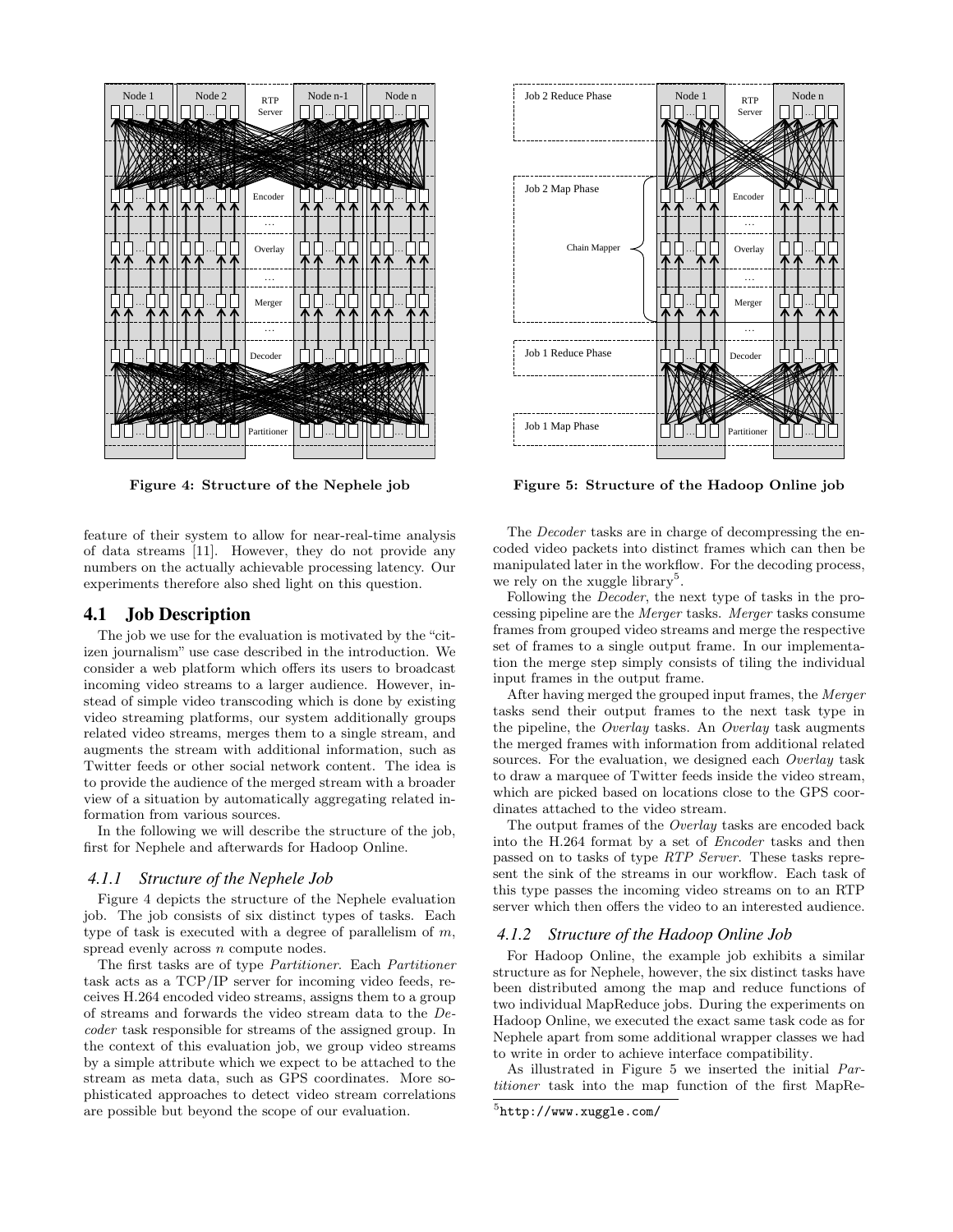Node 1
Node 2
RTP Server
Node n-1
Node n
Encoder
...
Overlay
...
Merger
...
Decoder
Partitioner

**Figure 4: Structure of the Nephele job**

Job 2 Reduce Phase
Node 1
RTP Server
Node n
Job 2 Map Phase
Encoder
...
Chain Mapper
Overlay
...
Merger
...
Job 1 Reduce Phase
Decoder
Job 1 Map Phase
Partitioner

**Figure 5: Structure of the Hadoop Online job**

feature of their system to allow for near-real-time analysis of data streams [11]. However, they do not provide any numbers on the actually achievable processing latency. Our experiments therefore also shed light on this question.

## 4.1 Job Description

The job we use for the evaluation is motivated by the "citizen journalism" use case described in the introduction. We consider a web platform which offers its users to broadcast incoming video streams to a larger audience. However, instead of simple video transcoding which is done by existing video streaming platforms, our system additionally groups related video streams, merges them to a single stream, and augments the stream with additional information, such as Twitter feeds or other social network content. The idea is to provide the audience of the merged stream with a broader view of a situation by automatically aggregating related information from various sources.

In the following we will describe the structure of the job, first for Nephele and afterwards for Hadoop Online.

### 4.1.1 Structure of the Nephele Job

Figure 4 depicts the structure of the Nephele evaluation job. The job consists of six distinct types of tasks. Each type of task is executed with a degree of parallelism of $m$, spread evenly across $n$ compute nodes.

The first tasks are of type *Partitioner*. Each *Partitioner* task acts as a TCP/IP server for incoming video feeds, receives H.264 encoded video streams, assigns them to a group of streams and forwards the video stream data to the *Decoder* task responsible for streams of the assigned group. In the context of this evaluation job, we group video streams by a simple attribute which we expect to be attached to the stream as meta data, such as GPS coordinates. More sophisticated approaches to detect video stream correlations are possible but beyond the scope of our evaluation.

The *Decoder* tasks are in charge of decompressing the encoded video packets into distinct frames which can then be manipulated later in the workflow. For the decoding process, we rely on the xuggle library[5].

Following the *Decoder*, the next type of tasks in the processing pipeline are the *Merger* tasks. *Merger* tasks consume frames from grouped video streams and merge the respective set of frames to a single output frame. In our implementation the merge step simply consists of tiling the individual input frames in the output frame.

After having merged the grouped input frames, the *Merger* tasks send their output frames to the next task type in the pipeline, the *Overlay* tasks. An *Overlay* task augments the merged frames with information from additional related sources. For the evaluation, we designed each *Overlay* task to draw a marquee of Twitter feeds inside the video stream, which are picked based on locations close to the GPS coordinates attached to the video stream.

The output frames of the *Overlay* tasks are encoded back into the H.264 format by a set of *Encoder* tasks and then passed on to tasks of type *RTP Server*. These tasks represent the sink of the streams in our workflow. Each task of this type passes the incoming video streams on to an RTP server which then offers the video to an interested audience.

### 4.1.2 Structure of the Hadoop Online Job

For Hadoop Online, the example job exhibits a similar structure as for Nephele, however, the six distinct tasks have been distributed among the map and reduce functions of two individual MapReduce jobs. During the experiments on Hadoop Online, we executed the exact same task code as for Nephele apart from some additional wrapper classes we had to write in order to achieve interface compatibility.

As illustrated in Figure 5 we inserted the initial *Partitioner* task into the map function of the first MapRe-

[5] http://www.xuggle.com/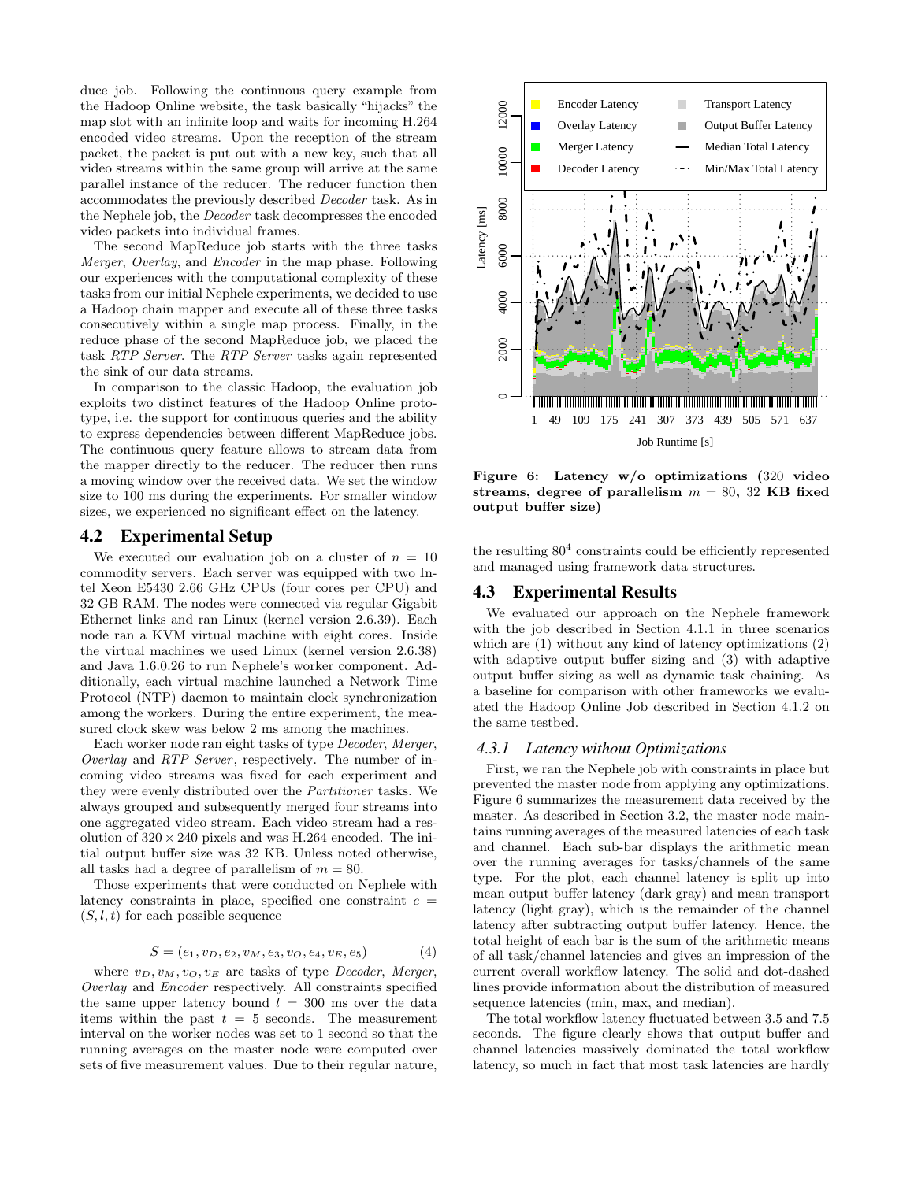duce job. Following the continuous query example from the Hadoop Online website, the task basically "hijacks" the map slot with an infinite loop and waits for incoming H.264 encoded video streams. Upon the reception of the stream packet, the packet is put out with a new key, such that all video streams within the same group will arrive at the same parallel instance of the reducer. The reducer function then accommodates the previously described *Decoder* task. As in the Nephele job, the *Decoder* task decompresses the encoded video packets into individual frames.

The second MapReduce job starts with the three tasks *Merger*, *Overlay*, and *Encoder* in the map phase. Following our experiences with the computational complexity of these tasks from our initial Nephele experiments, we decided to use a Hadoop chain mapper and execute all of these three tasks consecutively within a single map process. Finally, in the reduce phase of the second MapReduce job, we placed the task *RTP Server*. The *RTP Server* tasks again represented the sink of our data streams.

In comparison to the classic Hadoop, the evaluation job exploits two distinct features of the Hadoop Online prototype, i.e. the support for continuous queries and the ability to express dependencies between different MapReduce jobs. The continuous query feature allows to stream data from the mapper directly to the reducer. The reducer then runs a moving window over the received data. We set the window size to 100 ms during the experiments. For smaller window sizes, we experienced no significant effect on the latency.

## 4.2 Experimental Setup

We executed our evaluation job on a cluster of $n = 10$ commodity servers. Each server was equipped with two Intel Xeon E5430 2.66 GHz CPUs (four cores per CPU) and 32 GB RAM. The nodes were connected via regular Gigabit Ethernet links and ran Linux (kernel version 2.6.39). Each node ran a KVM virtual machine with eight cores. Inside the virtual machines we used Linux (kernel version 2.6.38) and Java 1.6.0.26 to run Nephele's worker component. Additionally, each virtual machine launched a Network Time Protocol (NTP) daemon to maintain clock synchronization among the workers. During the entire experiment, the measured clock skew was below 2 ms among the machines.

Each worker node ran eight tasks of type *Decoder*, *Merger*, *Overlay* and *RTP Server*, respectively. The number of incoming video streams was fixed for each experiment and they were evenly distributed over the *Partitioner* tasks. We always grouped and subsequently merged four streams into one aggregated video stream. Each video stream had a resolution of $320 \times 240$ pixels and was H.264 encoded. The initial output buffer size was 32 KB. Unless noted otherwise, all tasks had a degree of parallelism of $m = 80$.

Those experiments that were conducted on Nephele with latency constraints in place, specified one constraint $c = (S, l, t)$ for each possible sequence

$$S = (e_1, v_D, e_2, v_M, e_3, v_O, e_4, v_E, e_5) \tag{4}$$

where $v_D, v_M, v_O, v_E$ are tasks of type *Decoder*, *Merger*, *Overlay* and *Encoder* respectively. All constraints specified the same upper latency bound $l = 300$ ms over the data items within the past $t = 5$ seconds. The measurement interval on the worker nodes was set to 1 second so that the running averages on the master node were computed over sets of five measurement values. Due to their regular nature, the resulting $80^4$ constraints could be efficiently represented and managed using framework data structures.

**Figure 6: Latency w/o optimizations (320 video streams, degree of parallelism $m = 80$, 32 KB fixed output buffer size)**

## 4.3 Experimental Results

We evaluated our approach on the Nephele framework with the job described in Section 4.1.1 in three scenarios which are (1) without any kind of latency optimizations (2) with adaptive output buffer sizing and (3) with adaptive output buffer sizing as well as dynamic task chaining. As a baseline for comparison with other frameworks we evaluated the Hadoop Online Job described in Section 4.1.2 on the same testbed.

### 4.3.1 Latency without Optimizations

First, we ran the Nephele job with constraints in place but prevented the master node from applying any optimizations. Figure 6 summarizes the measurement data received by the master. As described in Section 3.2, the master node maintains running averages of the measured latencies of each task and channel. Each sub-bar displays the arithmetic mean over the running averages for tasks/channels of the same type. For the plot, each channel latency is split up into mean output buffer latency (dark gray) and mean transport latency (light gray), which is the remainder of the channel latency after subtracting output buffer latency. Hence, the total height of each bar is the sum of the arithmetic means of all task/channel latencies and gives an impression of the current overall workflow latency. The solid and dot-dashed lines provide information about the distribution of measured sequence latencies (min, max, and median).

The total workflow latency fluctuated between 3.5 and 7.5 seconds. The figure clearly shows that output buffer and channel latencies massively dominated the total workflow latency, so much in fact that most task latencies are hardly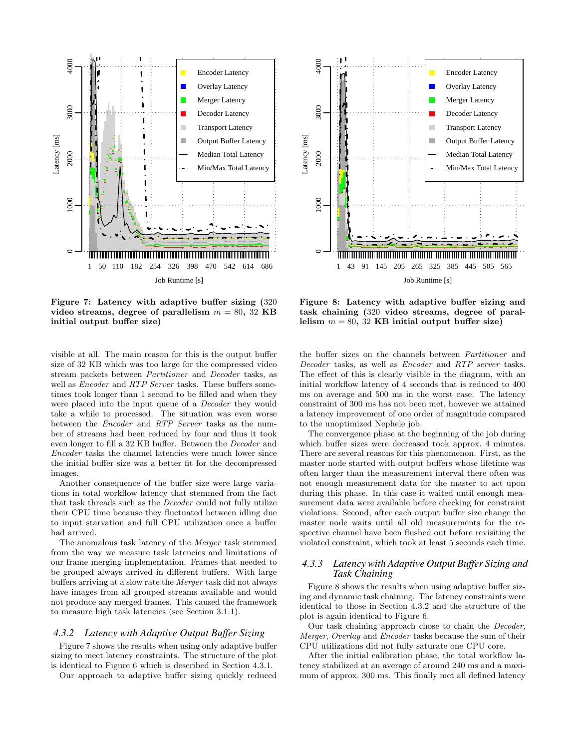**Figure 7: Latency with adaptive buffer sizing (320 video streams, degree of parallelism $m = 80$, 32 KB initial output buffer size)**

**Figure 8: Latency with adaptive buffer sizing and task chaining (320 video streams, degree of parallelism $m = 80$, 32 KB initial output buffer size)**

visible at all. The main reason for this is the output buffer size of 32 KB which was too large for the compressed video stream packets between *Partitioner* and *Decoder* tasks, as well as *Encoder* and *RTP Server* tasks. These buffers sometimes took longer than 1 second to be filled and when they were placed into the input queue of a *Decoder* they would take a while to processed. The situation was even worse between the *Encoder* and *RTP Server* tasks as the number of streams had been reduced by four and thus it took even longer to fill a 32 KB buffer. Between the *Decoder* and *Encoder* tasks the channel latencies were much lower since the initial buffer size was a better fit for the decompressed images.

Another consequence of the buffer size were large variations in total workflow latency that stemmed from the fact that task threads such as the *Decoder* could not fully utilize their CPU time because they fluctuated between idling due to input starvation and full CPU utilization once a buffer had arrived.

The anomalous task latency of the *Merger* task stemmed from the way we measure task latencies and limitations of our frame merging implementation. Frames that needed to be grouped always arrived in different buffers. With large buffers arriving at a slow rate the *Merger* task did not always have images from all grouped streams available and would not produce any merged frames. This caused the framework to measure high task latencies (see Section 3.1.1).

### 4.3.2 Latency with Adaptive Output Buffer Sizing

Figure 7 shows the results when using only adaptive buffer sizing to meet latency constraints. The structure of the plot is identical to Figure 6 which is described in Section 4.3.1.

Our approach to adaptive buffer sizing quickly reduced the buffer sizes on the channels between *Partitioner* and *Decoder* tasks, as well as *Encoder* and *RTP server* tasks. The effect of this is clearly visible in the diagram, with an initial workflow latency of 4 seconds that is reduced to 400 ms on average and 500 ms in the worst case. The latency constraint of 300 ms has not been met, however we attained a latency improvement of one order of magnitude compared to the unoptimized Nephele job.

The convergence phase at the beginning of the job during which buffer sizes were decreased took approx. 4 minutes. There are several reasons for this phenomenon. First, as the master node started with output buffers whose lifetime was often larger than the measurement interval there often was not enough measurement data for the master to act upon during this phase. In this case it waited until enough measurement data were available before checking for constraint violations. Second, after each output buffer size change the master node waits until all old measurements for the respective channel have been flushed out before revisiting the violated constraint, which took at least 5 seconds each time.

### 4.3.3 Latency with Adaptive Output Buffer Sizing and Task Chaining

Figure 8 shows the results when using adaptive buffer sizing and dynamic task chaining. The latency constraints were identical to those in Section 4.3.2 and the structure of the plot is again identical to Figure 6.

Our task chaining approach chose to chain the *Decoder*, *Merger*, *Overlay* and *Encoder* tasks because the sum of their CPU utilizations did not fully saturate one CPU core.

After the initial calibration phase, the total workflow latency stabilized at an average of around 240 ms and a maximum of approx. 300 ms. This finally met all defined latency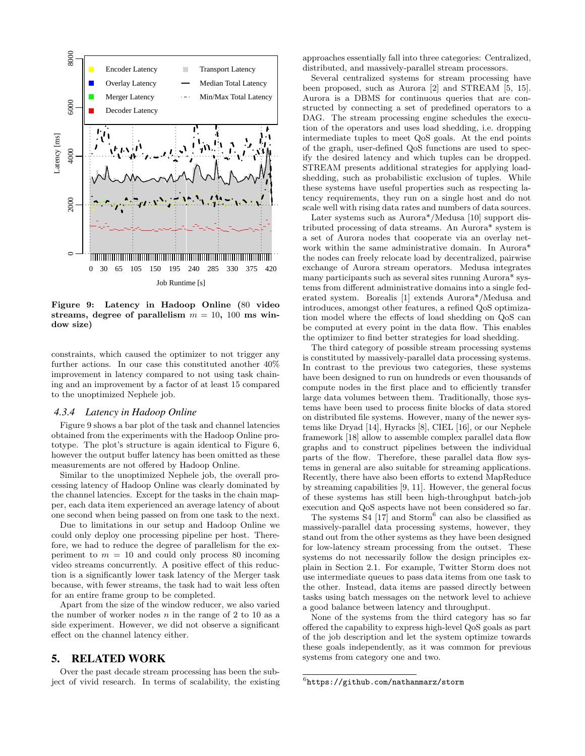**Figure 9: Latency in Hadoop Online (80 video streams, degree of parallelism $m = 10$, 100 ms window size)**

constraints, which caused the optimizer to not trigger any further actions. In our case this constituted another 40% improvement in latency compared to not using task chaining and an improvement by a factor of at least 15 compared to the unoptimized Nephele job.

### 4.3.4 Latency in Hadoop Online

Figure 9 shows a bar plot of the task and channel latencies obtained from the experiments with the Hadoop Online prototype. The plot's structure is again identical to Figure 6, however the output buffer latency has been omitted as these measurements are not offered by Hadoop Online.

Similar to the unoptimized Nephele job, the overall processing latency of Hadoop Online was clearly dominated by the channel latencies. Except for the tasks in the chain mapper, each data item experienced an average latency of about one second when being passed on from one task to the next.

Due to limitations in our setup and Hadoop Online we could only deploy one processing pipeline per host. Therefore, we had to reduce the degree of parallelism for the experiment to $m = 10$ and could only process 80 incoming video streams concurrently. A positive effect of this reduction is a significantly lower task latency of the Merger task because, with fewer streams, the task had to wait less often for an entire frame group to be completed.

Apart from the size of the window reducer, we also varied the number of worker nodes $n$ in the range of 2 to 10 as a side experiment. However, we did not observe a significant effect on the channel latency either.

## 5. RELATED WORK

Over the past decade stream processing has been the subject of vivid research. In terms of scalability, the existing approaches essentially fall into three categories: Centralized, distributed, and massively-parallel stream processors.

Several centralized systems for stream processing have been proposed, such as Aurora [2] and STREAM [5, 15]. Aurora is a DBMS for continuous queries that are constructed by connecting a set of predefined operators to a DAG. The stream processing engine schedules the execution of the operators and uses load shedding, i.e. dropping intermediate tuples to meet QoS goals. At the end points of the graph, user-defined QoS functions are used to specify the desired latency and which tuples can be dropped. STREAM presents additional strategies for applying load-shedding, such as probabilistic exclusion of tuples. While these systems have useful properties such as respecting latency requirements, they run on a single host and do not scale well with rising data rates and numbers of data sources.

Later systems such as Aurora*/Medusa [10] support distributed processing of data streams. An Aurora* system is a set of Aurora nodes that cooperate via an overlay network within the same administrative domain. In Aurora* the nodes can freely relocate load by decentralized, pairwise exchange of Aurora stream operators. Medusa integrates many participants such as several sites running Aurora* systems from different administrative domains into a single federated system. Borealis [1] extends Aurora*/Medusa and introduces, amongst other features, a refined QoS optimization model where the effects of load shedding on QoS can be computed at every point in the data flow. This enables the optimizer to find better strategies for load shedding.

The third category of possible stream processing systems is constituted by massively-parallel data processing systems. In contrast to the previous two categories, these systems have been designed to run on hundreds or even thousands of compute nodes in the first place and to efficiently transfer large data volumes between them. Traditionally, those systems have been used to process finite blocks of data stored on distributed file systems. However, many of the newer systems like Dryad [14], Hyracks [8], CIEL [16], or our Nephele framework [18] allow to assemble complex parallel data flow graphs and to construct pipelines between the individual parts of the flow. Therefore, these parallel data flow systems in general are also suitable for streaming applications. Recently, there have also been efforts to extend MapReduce by streaming capabilities [9, 11]. However, the general focus of these systems has still been high-throughput batch-job execution and QoS aspects have not been considered so far.

The systems S4 [17] and Storm[6] can also be classified as massively-parallel data processing systems, however, they stand out from the other systems as they have been designed for low-latency stream processing from the outset. These systems do not necessarily follow the design principles explain in Section 2.1. For example, Twitter Storm does not use intermediate queues to pass data items from one task to the other. Instead, data items are passed directly between tasks using batch messages on the network level to achieve a good balance between latency and throughput.

None of the systems from the third category has so far offered the capability to express high-level QoS goals as part of the job description and let the system optimize towards these goals independently, as it was common for previous systems from category one and two.

[6] `https://github.com/nathanmarz/storm`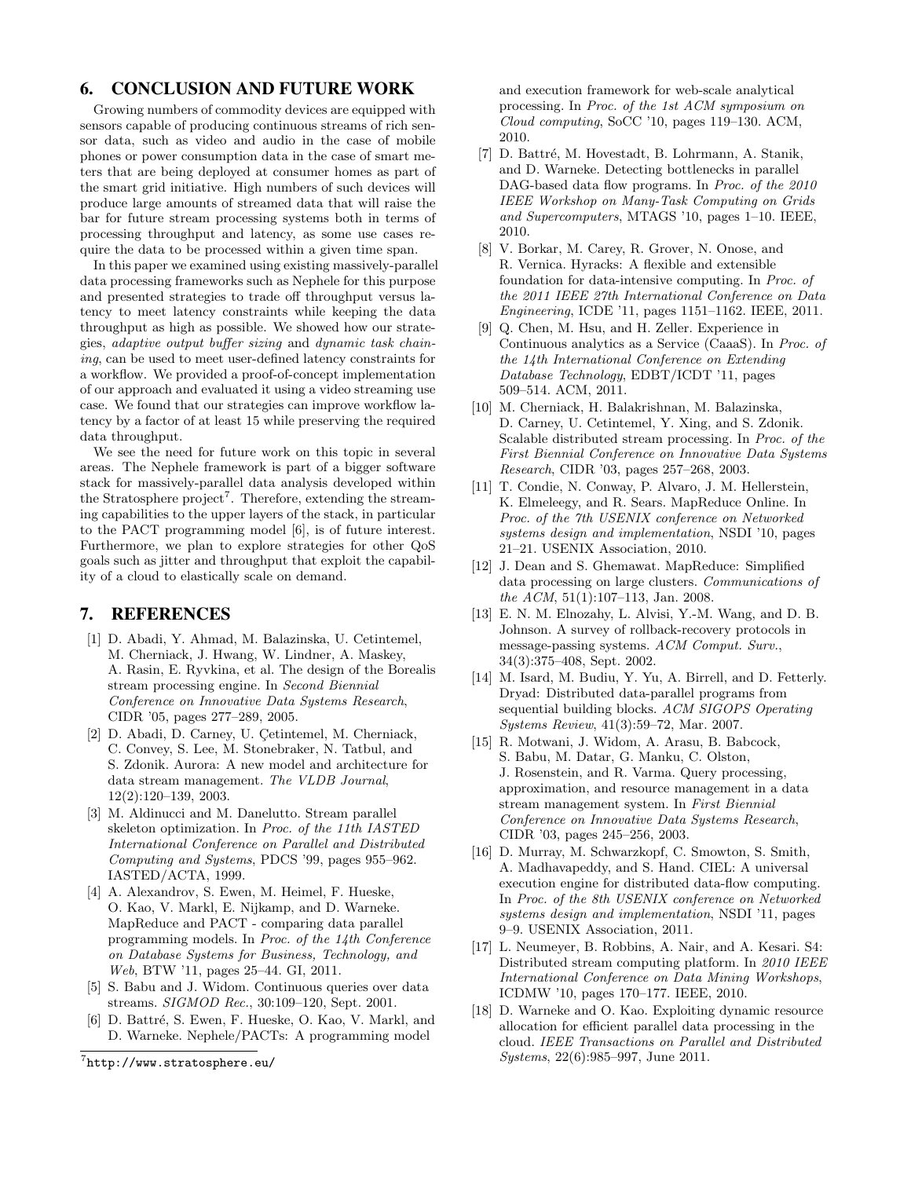## 6. CONCLUSION AND FUTURE WORK

Growing numbers of commodity devices are equipped with sensors capable of producing continuous streams of rich sensor data, such as video and audio in the case of mobile phones or power consumption data in the case of smart meters that are being deployed at consumer homes as part of the smart grid initiative. High numbers of such devices will produce large amounts of streamed data that will raise the bar for future stream processing systems both in terms of processing throughput and latency, as some use cases require the data to be processed within a given time span.

In this paper we examined using existing massively-parallel data processing frameworks such as Nephele for this purpose and presented strategies to trade off throughput versus latency to meet latency constraints while keeping the data throughput as high as possible. We showed how our strategies, *adaptive output buffer sizing* and *dynamic task chaining*, can be used to meet user-defined latency constraints for a workflow. We provided a proof-of-concept implementation of our approach and evaluated it using a video streaming use case. We found that our strategies can improve workflow latency by a factor of at least 15 while preserving the required data throughput.

We see the need for future work on this topic in several areas. The Nephele framework is part of a bigger software stack for massively-parallel data analysis developed within the Stratosphere project[7]. Therefore, extending the streaming capabilities to the upper layers of the stack, in particular to the PACT programming model [6], is of future interest. Furthermore, we plan to explore strategies for other QoS goals such as jitter and throughput that exploit the capability of a cloud to elastically scale on demand.

[7] http://www.stratosphere.eu/

## 7. REFERENCES

[1] D. Abadi, Y. Ahmad, M. Balazinska, U. Cetintemel, M. Cherniack, J. Hwang, W. Lindner, A. Maskey, A. Rasin, E. Ryvkina, et al. The design of the Borealis stream processing engine. In *Second Biennial Conference on Innovative Data Systems Research*, CIDR '05, pages 277–289, 2005.

[2] D. Abadi, D. Carney, U. Çetintemel, M. Cherniack, C. Convey, S. Lee, M. Stonebraker, N. Tatbul, and S. Zdonik. Aurora: A new model and architecture for data stream management. *The VLDB Journal*, 12(2):120–139, 2003.

[3] M. Aldinucci and M. Danelutto. Stream parallel skeleton optimization. In *Proc. of the 11th IASTED International Conference on Parallel and Distributed Computing and Systems*, PDCS '99, pages 955–962. IASTED/ACTA, 1999.

[4] A. Alexandrov, S. Ewen, M. Heimel, F. Hueske, O. Kao, V. Markl, E. Nijkamp, and D. Warneke. MapReduce and PACT - comparing data parallel programming models. In *Proc. of the 14th Conference on Database Systems for Business, Technology, and Web*, BTW '11, pages 25–44. GI, 2011.

[5] S. Babu and J. Widom. Continuous queries over data streams. *SIGMOD Rec.*, 30:109–120, Sept. 2001.

[6] D. Battré, S. Ewen, F. Hueske, O. Kao, V. Markl, and D. Warneke. Nephele/PACTs: A programming model and execution framework for web-scale analytical processing. In *Proc. of the 1st ACM symposium on Cloud computing*, SoCC '10, pages 119–130. ACM, 2010.

[7] D. Battré, M. Hovestadt, B. Lohrmann, A. Stanik, and D. Warneke. Detecting bottlenecks in parallel DAG-based data flow programs. In *Proc. of the 2010 IEEE Workshop on Many-Task Computing on Grids and Supercomputers*, MTAGS '10, pages 1–10. IEEE, 2010.

[8] V. Borkar, M. Carey, R. Grover, N. Onose, and R. Vernica. Hyracks: A flexible and extensible foundation for data-intensive computing. In *Proc. of the 2011 IEEE 27th International Conference on Data Engineering*, ICDE '11, pages 1151–1162. IEEE, 2011.

[9] Q. Chen, M. Hsu, and H. Zeller. Experience in Continuous analytics as a Service (CaaaS). In *Proc. of the 14th International Conference on Extending Database Technology*, EDBT/ICDT '11, pages 509–514. ACM, 2011.

[10] M. Cherniack, H. Balakrishnan, M. Balazinska, D. Carney, U. Cetintemel, Y. Xing, and S. Zdonik. Scalable distributed stream processing. In *Proc. of the First Biennial Conference on Innovative Data Systems Research*, CIDR '03, pages 257–268, 2003.

[11] T. Condie, N. Conway, P. Alvaro, J. M. Hellerstein, K. Elmeleegy, and R. Sears. MapReduce Online. In *Proc. of the 7th USENIX conference on Networked systems design and implementation*, NSDI '10, pages 21–21. USENIX Association, 2010.

[12] J. Dean and S. Ghemawat. MapReduce: Simplified data processing on large clusters. *Communications of the ACM*, 51(1):107–113, Jan. 2008.

[13] E. N. M. Elnozahy, L. Alvisi, Y.-M. Wang, and D. B. Johnson. A survey of rollback-recovery protocols in message-passing systems. *ACM Comput. Surv.*, 34(3):375–408, Sept. 2002.

[14] M. Isard, M. Budiu, Y. Yu, A. Birrell, and D. Fetterly. Dryad: Distributed data-parallel programs from sequential building blocks. *ACM SIGOPS Operating Systems Review*, 41(3):59–72, Mar. 2007.

[15] R. Motwani, J. Widom, A. Arasu, B. Babcock, S. Babu, M. Datar, G. Manku, C. Olston, J. Rosenstein, and R. Varma. Query processing, approximation, and resource management in a data stream management system. In *First Biennial Conference on Innovative Data Systems Research*, CIDR '03, pages 245–256, 2003.

[16] D. Murray, M. Schwarzkopf, C. Smowton, S. Smith, A. Madhavapeddy, and S. Hand. CIEL: A universal execution engine for distributed data-flow computing. In *Proc. of the 8th USENIX conference on Networked systems design and implementation*, NSDI '11, pages 9–9. USENIX Association, 2011.

[17] L. Neumeyer, B. Robbins, A. Nair, and A. Kesari. S4: Distributed stream computing platform. In *2010 IEEE International Conference on Data Mining Workshops*, ICDMW '10, pages 170–177. IEEE, 2010.

[18] D. Warneke and O. Kao. Exploiting dynamic resource allocation for efficient parallel data processing in the cloud. *IEEE Transactions on Parallel and Distributed Systems*, 22(6):985–997, June 2011.